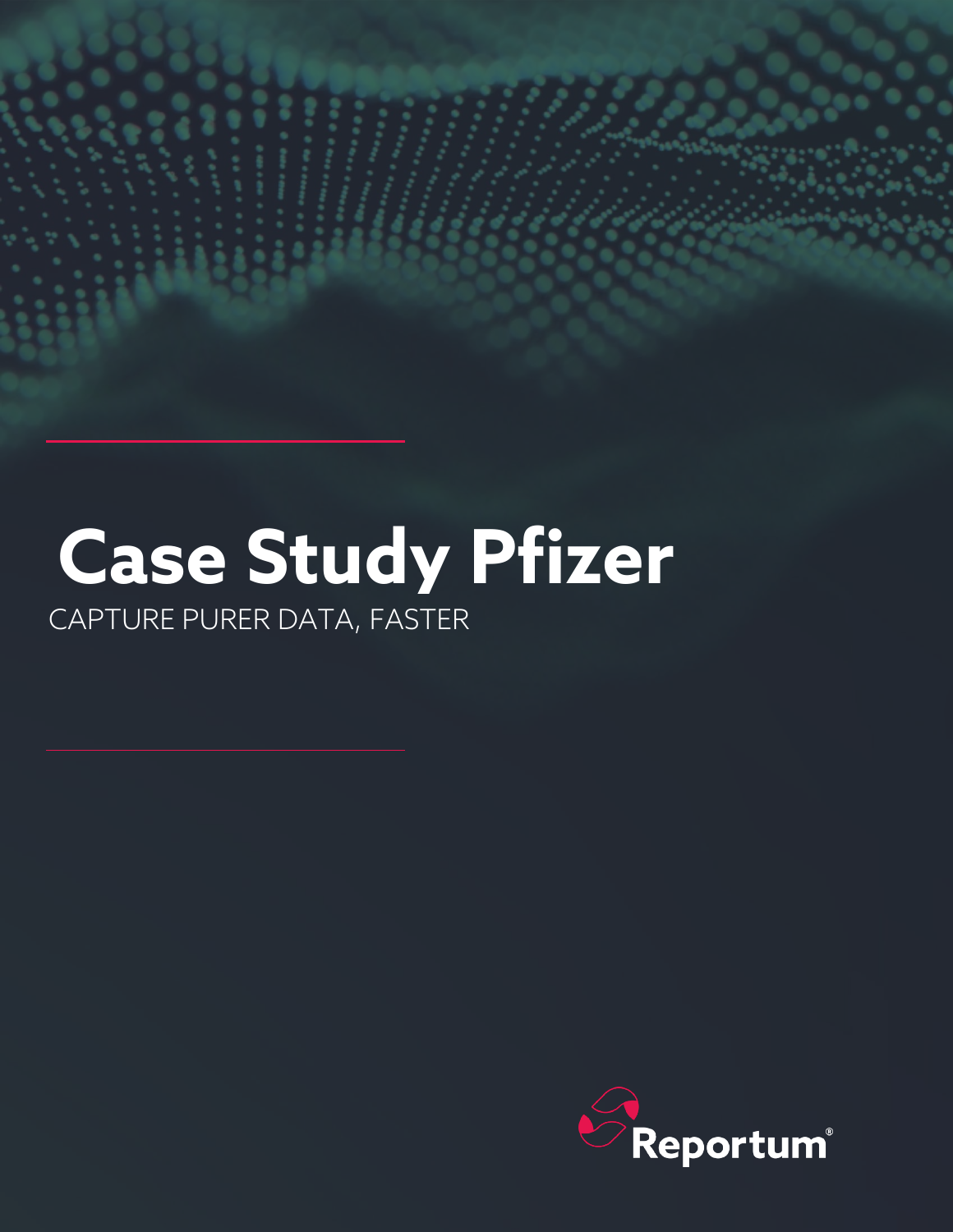# Case Study Pfizer

CAPTURE PURER DATA, FASTER

Reportum®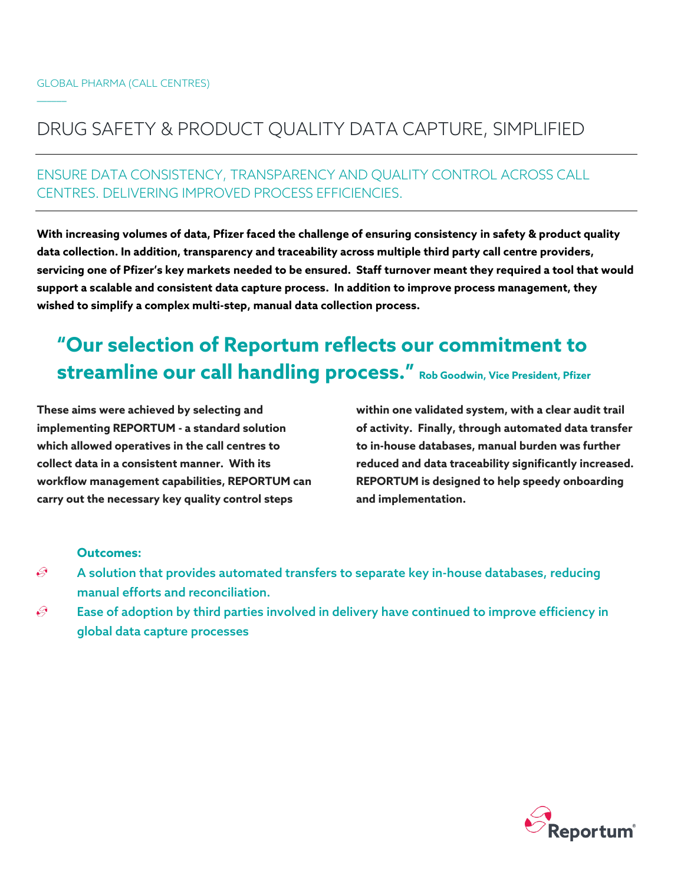GLOBAL PHARMA (CALL CENTRES)

# DRUG SAFETY & PRODUCT QUALITY DATA CAPTURE, SIMPLIFIED

## ENSURE DATA CONSISTENCY, TRANSPARENCY AND QUALITY CONTROL ACROSS CALL CENTRES. DELIVERING IMPROVED PROCESS EFFICIENCIES.

**With increasing volumes of data, Pfizer faced the challenge of ensuring consistency in safety & product quality data collection. In addition, transparency and traceability across multiple third party call centre providers, servicing one of Pfizer's key markets needed to be ensured. Staff turnover meant they required a tool that would support a scalable and consistent data capture process. In addition to improve process management, they wished to simplify a complex multi-step, manual data collection process.**

> **"Our selection of Reportum reflects our commitment to streamline our call handling process."** Rob Goodwin, Vice President, Pfizer

**These aims were achieved by selecting and implementing REPORTUM - a standard solution which allowed operatives in the call centres to collect data in a consistent manner. With its workflow management capabilities, REPORTUM can carry out the necessary key quality control steps within one validated system, with a clear audit trail of activity. Finally, through automated data transfer to in-house databases, manual burden was further reduced and data traceability significantly increased. REPORTUM is designed to help speedy onboarding and implementation.**

**Outcomes:**

- A solution that provides automated transfers to separate key in-house databases, reducing manual efforts and reconciliation.
- Ease of adoption by third parties involved in delivery have continued to improve efficiency in global data capture processes

Reportum®